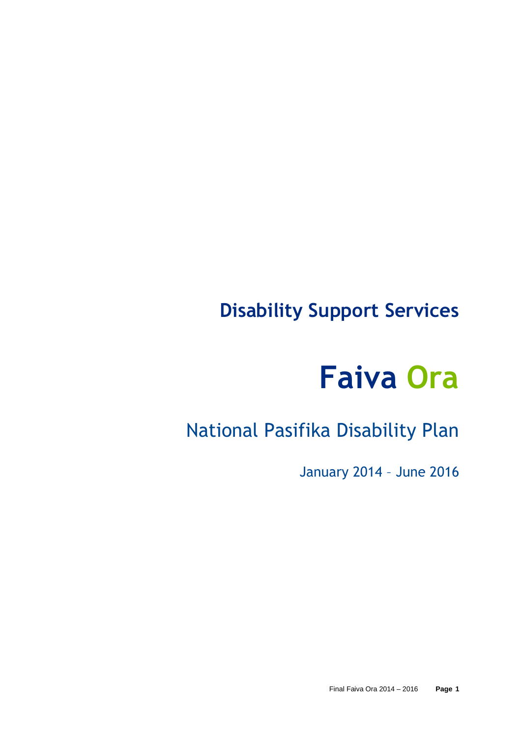## Disability Support Services

# Faiva Ora

## National Pasifika Disability Plan

January 2014 – June 2016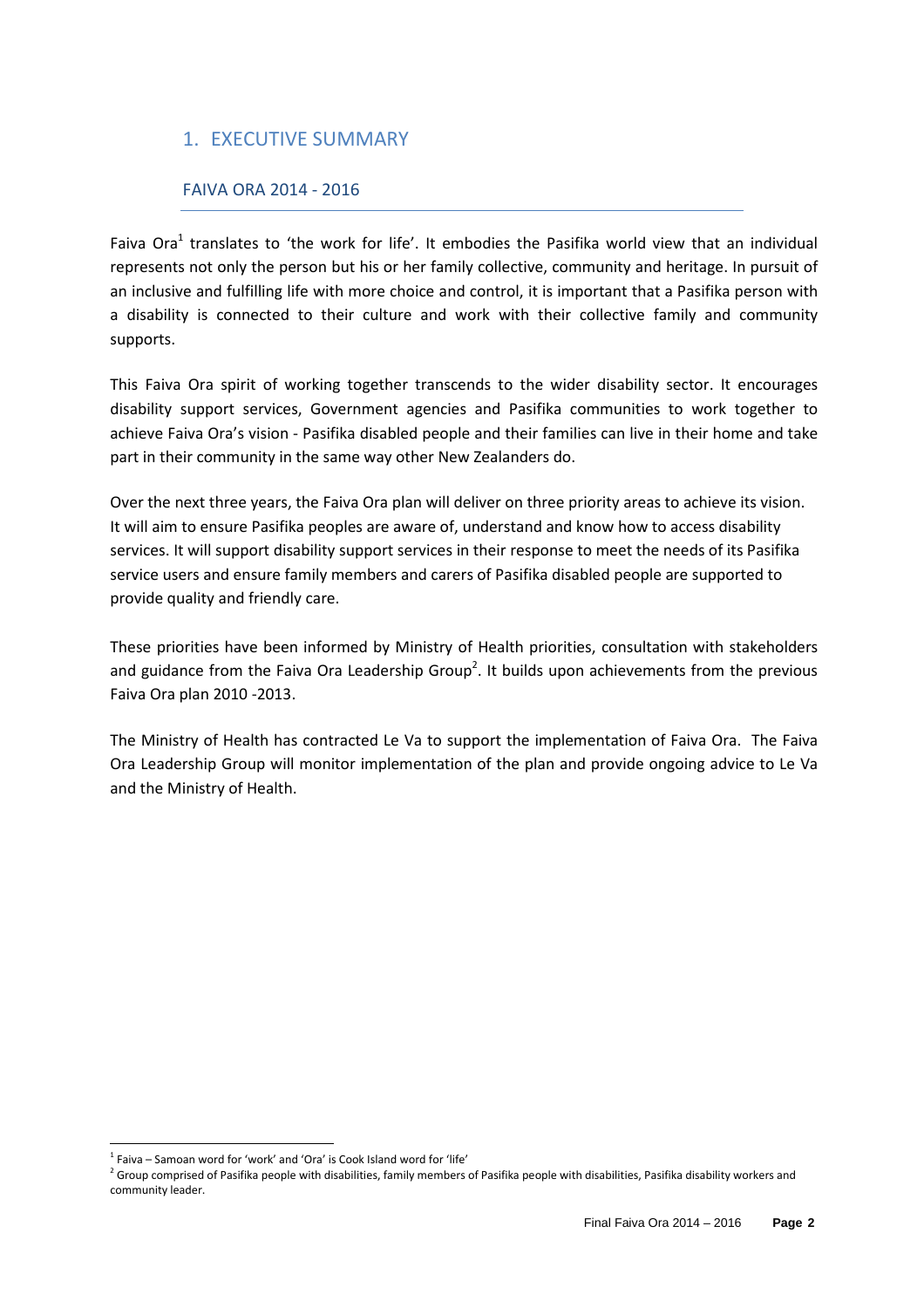# 1. EXECUTIVE SUMMARY

## FAIVA ORA 2014 - 2016

Faiva Ora[1] translates to 'the work for life'. It embodies the Pasifika world view that an individual represents not only the person but his or her family collective, community and heritage. In pursuit of an inclusive and fulfilling life with more choice and control, it is important that a Pasifika person with a disability is connected to their culture and work with their collective family and community supports.

This Faiva Ora spirit of working together transcends to the wider disability sector. It encourages disability support services, Government agencies and Pasifika communities to work together to achieve Faiva Ora's vision - Pasifika disabled people and their families can live in their home and take part in their community in the same way other New Zealanders do.

Over the next three years, the Faiva Ora plan will deliver on three priority areas to achieve its vision. It will aim to ensure Pasifika peoples are aware of, understand and know how to access disability services. It will support disability support services in their response to meet the needs of its Pasifika service users and ensure family members and carers of Pasifika disabled people are supported to provide quality and friendly care.

These priorities have been informed by Ministry of Health priorities, consultation with stakeholders and guidance from the Faiva Ora Leadership Group[2]. It builds upon achievements from the previous Faiva Ora plan 2010 -2013.

The Ministry of Health has contracted Le Va to support the implementation of Faiva Ora. The Faiva Ora Leadership Group will monitor implementation of the plan and provide ongoing advice to Le Va and the Ministry of Health.

---

[1] Faiva – Samoan word for 'work' and 'Ora' is Cook Island word for 'life'

[2] Group comprised of Pasifika people with disabilities, family members of Pasifika people with disabilities, Pasifika disability workers and community leader.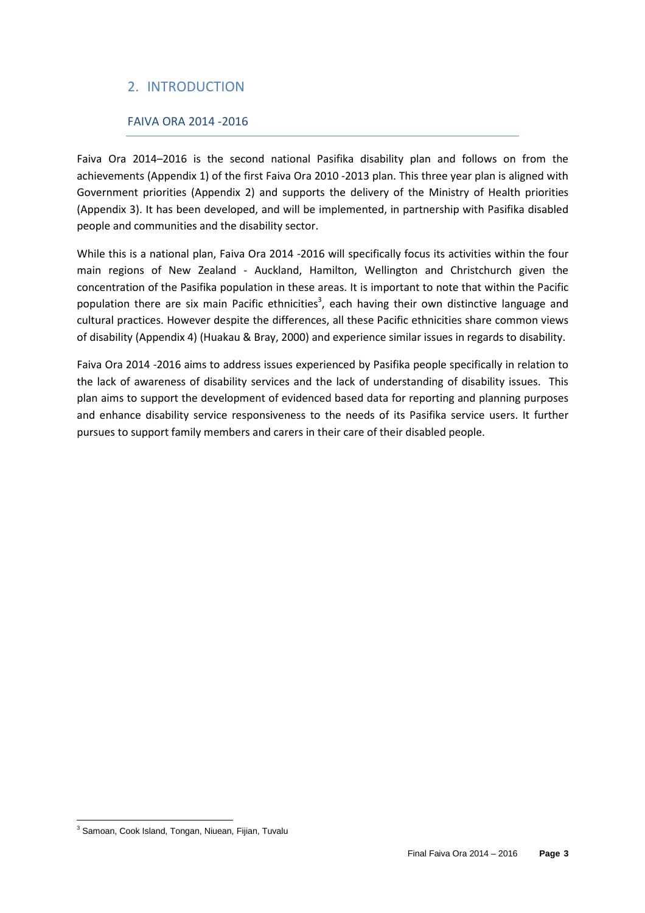# 2. INTRODUCTION

## FAIVA ORA 2014 -2016

Faiva Ora 2014–2016 is the second national Pasifika disability plan and follows on from the achievements (Appendix 1) of the first Faiva Ora 2010 -2013 plan. This three year plan is aligned with Government priorities (Appendix 2) and supports the delivery of the Ministry of Health priorities (Appendix 3). It has been developed, and will be implemented, in partnership with Pasifika disabled people and communities and the disability sector.

While this is a national plan, Faiva Ora 2014 -2016 will specifically focus its activities within the four main regions of New Zealand - Auckland, Hamilton, Wellington and Christchurch given the concentration of the Pasifika population in these areas. It is important to note that within the Pacific population there are six main Pacific ethnicities[3], each having their own distinctive language and cultural practices. However despite the differences, all these Pacific ethnicities share common views of disability (Appendix 4) (Huakau & Bray, 2000) and experience similar issues in regards to disability.

Faiva Ora 2014 -2016 aims to address issues experienced by Pasifika people specifically in relation to the lack of awareness of disability services and the lack of understanding of disability issues. This plan aims to support the development of evidenced based data for reporting and planning purposes and enhance disability service responsiveness to the needs of its Pasifika service users. It further pursues to support family members and carers in their care of their disabled people.

[3] Samoan, Cook Island, Tongan, Niuean, Fijian, Tuvalu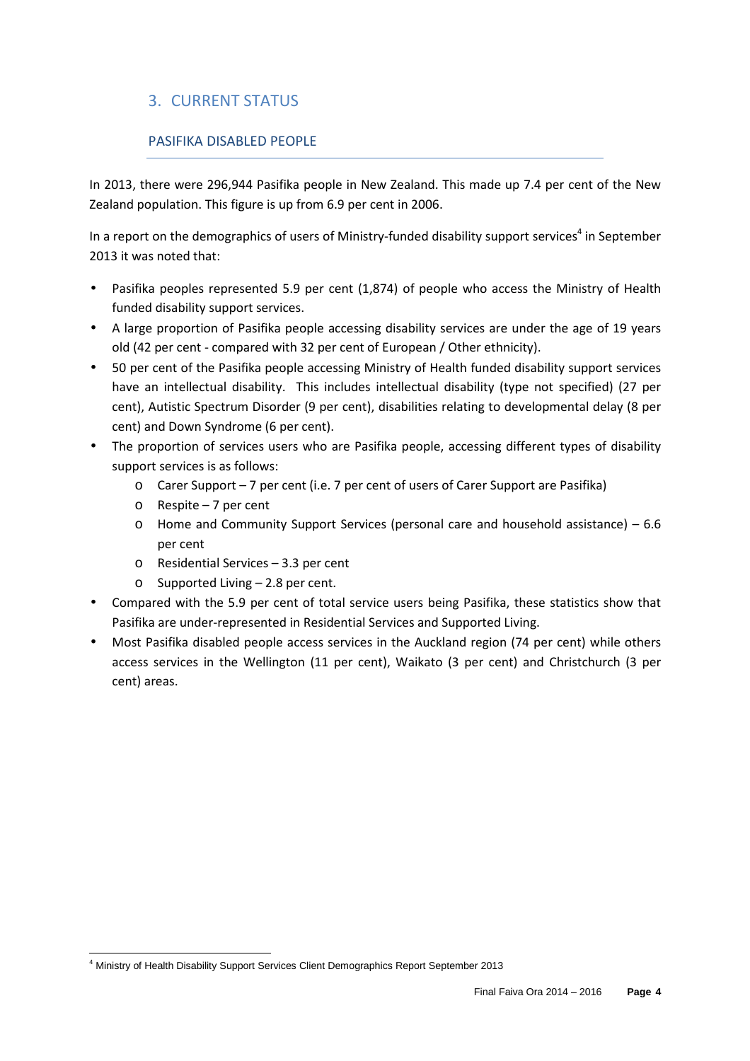## 3. CURRENT STATUS

### PASIFIKA DISABLED PEOPLE

In 2013, there were 296,944 Pasifika people in New Zealand. This made up 7.4 per cent of the New Zealand population. This figure is up from 6.9 per cent in 2006.

In a report on the demographics of users of Ministry-funded disability support services[4] in September 2013 it was noted that:

- Pasifika peoples represented 5.9 per cent (1,874) of people who access the Ministry of Health funded disability support services.
- A large proportion of Pasifika people accessing disability services are under the age of 19 years old (42 per cent - compared with 32 per cent of European / Other ethnicity).
- 50 per cent of the Pasifika people accessing Ministry of Health funded disability support services have an intellectual disability. This includes intellectual disability (type not specified) (27 per cent), Autistic Spectrum Disorder (9 per cent), disabilities relating to developmental delay (8 per cent) and Down Syndrome (6 per cent).
- The proportion of services users who are Pasifika people, accessing different types of disability support services is as follows:
  - Carer Support – 7 per cent (i.e. 7 per cent of users of Carer Support are Pasifika)
  - Respite – 7 per cent
  - Home and Community Support Services (personal care and household assistance) – 6.6 per cent
  - Residential Services – 3.3 per cent
  - Supported Living – 2.8 per cent.
- Compared with the 5.9 per cent of total service users being Pasifika, these statistics show that Pasifika are under-represented in Residential Services and Supported Living.
- Most Pasifika disabled people access services in the Auckland region (74 per cent) while others access services in the Wellington (11 per cent), Waikato (3 per cent) and Christchurch (3 per cent) areas.

[4] Ministry of Health Disability Support Services Client Demographics Report September 2013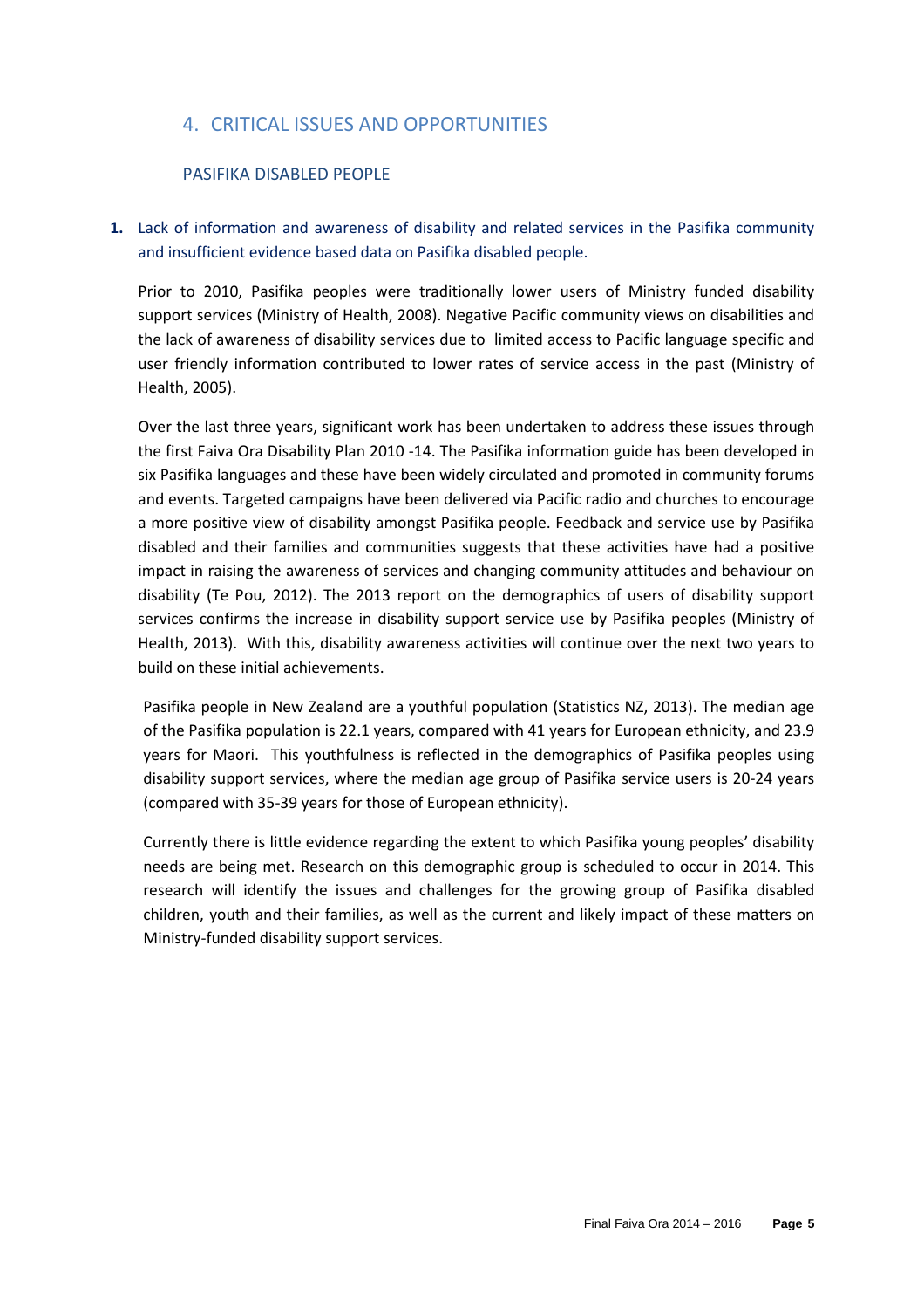# 4. CRITICAL ISSUES AND OPPORTUNITIES

## PASIFIKA DISABLED PEOPLE

**1.** Lack of information and awareness of disability and related services in the Pasifika community and insufficient evidence based data on Pasifika disabled people.

Prior to 2010, Pasifika peoples were traditionally lower users of Ministry funded disability support services (Ministry of Health, 2008). Negative Pacific community views on disabilities and the lack of awareness of disability services due to limited access to Pacific language specific and user friendly information contributed to lower rates of service access in the past (Ministry of Health, 2005).

Over the last three years, significant work has been undertaken to address these issues through the first Faiva Ora Disability Plan 2010 -14. The Pasifika information guide has been developed in six Pasifika languages and these have been widely circulated and promoted in community forums and events. Targeted campaigns have been delivered via Pacific radio and churches to encourage a more positive view of disability amongst Pasifika people. Feedback and service use by Pasifika disabled and their families and communities suggests that these activities have had a positive impact in raising the awareness of services and changing community attitudes and behaviour on disability (Te Pou, 2012). The 2013 report on the demographics of users of disability support services confirms the increase in disability support service use by Pasifika peoples (Ministry of Health, 2013). With this, disability awareness activities will continue over the next two years to build on these initial achievements.

Pasifika people in New Zealand are a youthful population (Statistics NZ, 2013). The median age of the Pasifika population is 22.1 years, compared with 41 years for European ethnicity, and 23.9 years for Maori. This youthfulness is reflected in the demographics of Pasifika peoples using disability support services, where the median age group of Pasifika service users is 20-24 years (compared with 35-39 years for those of European ethnicity).

Currently there is little evidence regarding the extent to which Pasifika young peoples' disability needs are being met. Research on this demographic group is scheduled to occur in 2014. This research will identify the issues and challenges for the growing group of Pasifika disabled children, youth and their families, as well as the current and likely impact of these matters on Ministry-funded disability support services.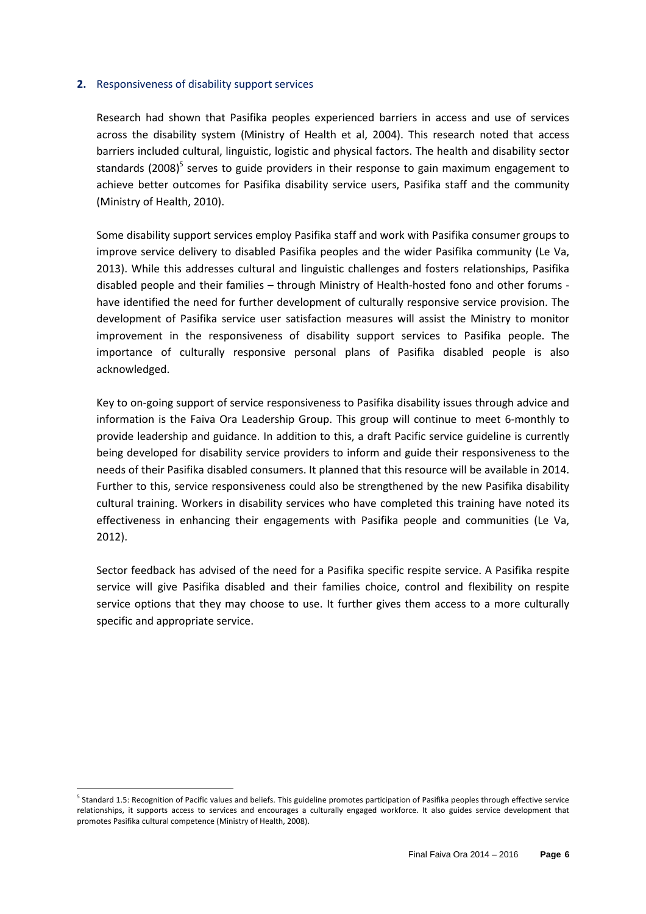## 2. Responsiveness of disability support services

Research had shown that Pasifika peoples experienced barriers in access and use of services across the disability system (Ministry of Health et al, 2004). This research noted that access barriers included cultural, linguistic, logistic and physical factors. The health and disability sector standards (2008)[5] serves to guide providers in their response to gain maximum engagement to achieve better outcomes for Pasifika disability service users, Pasifika staff and the community (Ministry of Health, 2010).

Some disability support services employ Pasifika staff and work with Pasifika consumer groups to improve service delivery to disabled Pasifika peoples and the wider Pasifika community (Le Va, 2013). While this addresses cultural and linguistic challenges and fosters relationships, Pasifika disabled people and their families – through Ministry of Health-hosted fono and other forums - have identified the need for further development of culturally responsive service provision. The development of Pasifika service user satisfaction measures will assist the Ministry to monitor improvement in the responsiveness of disability support services to Pasifika people. The importance of culturally responsive personal plans of Pasifika disabled people is also acknowledged.

Key to on-going support of service responsiveness to Pasifika disability issues through advice and information is the Faiva Ora Leadership Group. This group will continue to meet 6-monthly to provide leadership and guidance. In addition to this, a draft Pacific service guideline is currently being developed for disability service providers to inform and guide their responsiveness to the needs of their Pasifika disabled consumers. It planned that this resource will be available in 2014. Further to this, service responsiveness could also be strengthened by the new Pasifika disability cultural training. Workers in disability services who have completed this training have noted its effectiveness in enhancing their engagements with Pasifika people and communities (Le Va, 2012).

Sector feedback has advised of the need for a Pasifika specific respite service. A Pasifika respite service will give Pasifika disabled and their families choice, control and flexibility on respite service options that they may choose to use. It further gives them access to a more culturally specific and appropriate service.

---

[5] Standard 1.5: Recognition of Pacific values and beliefs. This guideline promotes participation of Pasifika peoples through effective service relationships, it supports access to services and encourages a culturally engaged workforce. It also guides service development that promotes Pasifika cultural competence (Ministry of Health, 2008).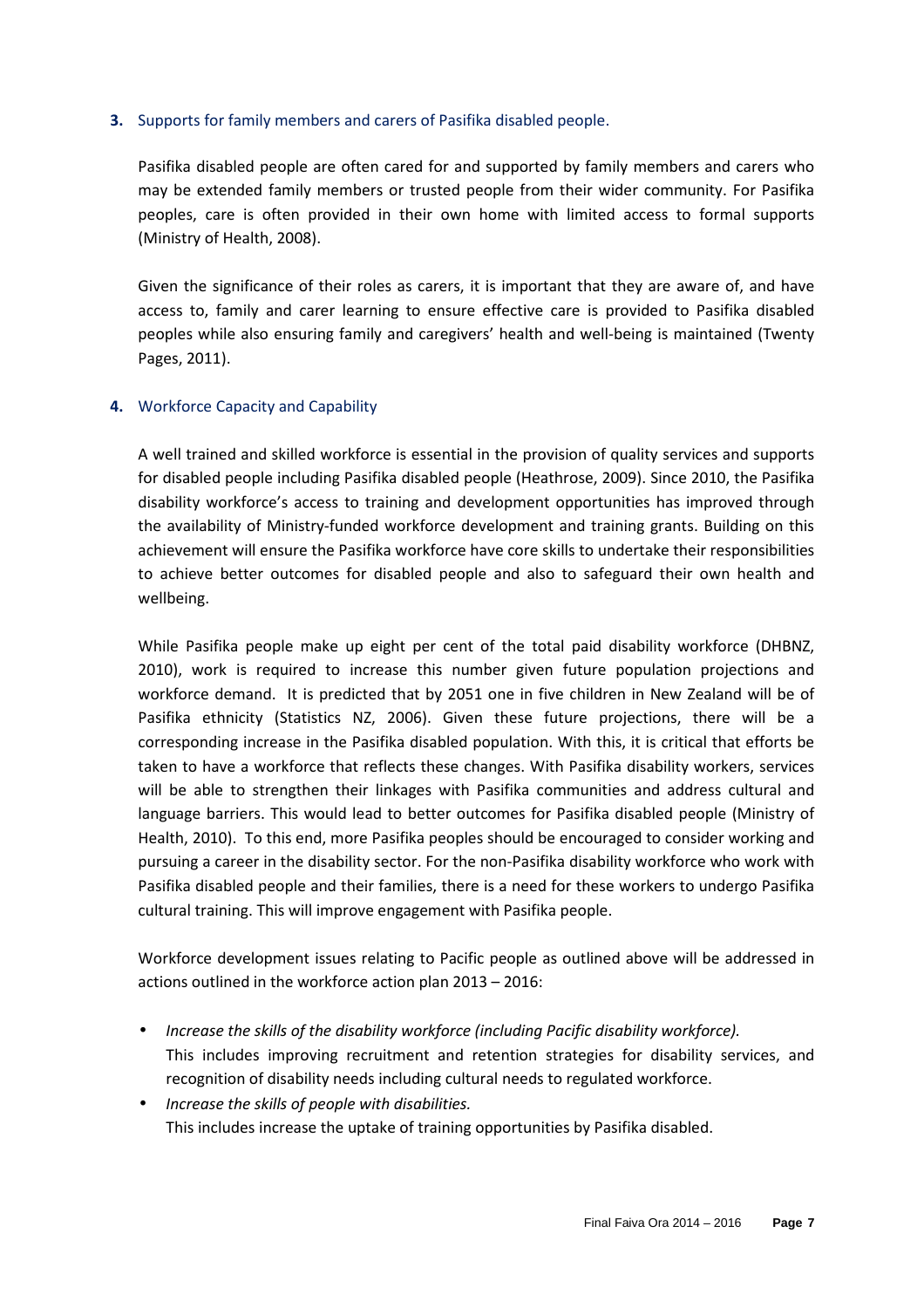## 3. Supports for family members and carers of Pasifika disabled people.

Pasifika disabled people are often cared for and supported by family members and carers who may be extended family members or trusted people from their wider community. For Pasifika peoples, care is often provided in their own home with limited access to formal supports (Ministry of Health, 2008).

Given the significance of their roles as carers, it is important that they are aware of, and have access to, family and carer learning to ensure effective care is provided to Pasifika disabled peoples while also ensuring family and caregivers' health and well-being is maintained (Twenty Pages, 2011).

## 4. Workforce Capacity and Capability

A well trained and skilled workforce is essential in the provision of quality services and supports for disabled people including Pasifika disabled people (Heathrose, 2009). Since 2010, the Pasifika disability workforce's access to training and development opportunities has improved through the availability of Ministry-funded workforce development and training grants. Building on this achievement will ensure the Pasifika workforce have core skills to undertake their responsibilities to achieve better outcomes for disabled people and also to safeguard their own health and wellbeing.

While Pasifika people make up eight per cent of the total paid disability workforce (DHBNZ, 2010), work is required to increase this number given future population projections and workforce demand. It is predicted that by 2051 one in five children in New Zealand will be of Pasifika ethnicity (Statistics NZ, 2006). Given these future projections, there will be a corresponding increase in the Pasifika disabled population. With this, it is critical that efforts be taken to have a workforce that reflects these changes. With Pasifika disability workers, services will be able to strengthen their linkages with Pasifika communities and address cultural and language barriers. This would lead to better outcomes for Pasifika disabled people (Ministry of Health, 2010). To this end, more Pasifika peoples should be encouraged to consider working and pursuing a career in the disability sector. For the non-Pasifika disability workforce who work with Pasifika disabled people and their families, there is a need for these workers to undergo Pasifika cultural training. This will improve engagement with Pasifika people.

Workforce development issues relating to Pacific people as outlined above will be addressed in actions outlined in the workforce action plan 2013 – 2016:

- *Increase the skills of the disability workforce (including Pacific disability workforce).*
  This includes improving recruitment and retention strategies for disability services, and recognition of disability needs including cultural needs to regulated workforce.
- *Increase the skills of people with disabilities.*
  This includes increase the uptake of training opportunities by Pasifika disabled.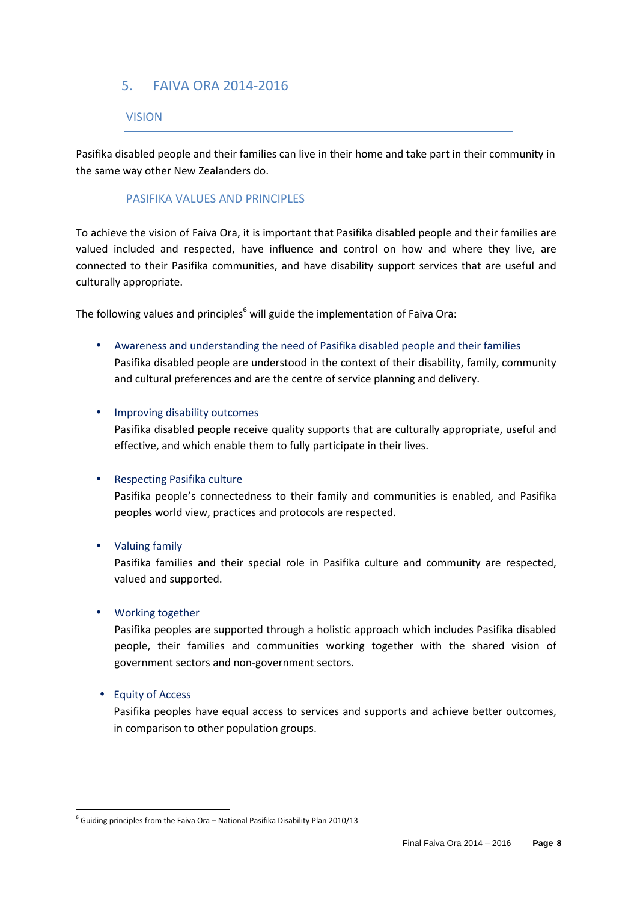## 5. FAIVA ORA 2014-2016

### VISION

Pasifika disabled people and their families can live in their home and take part in their community in the same way other New Zealanders do.

### PASIFIKA VALUES AND PRINCIPLES

To achieve the vision of Faiva Ora, it is important that Pasifika disabled people and their families are valued included and respected, have influence and control on how and where they live, are connected to their Pasifika communities, and have disability support services that are useful and culturally appropriate.

The following values and principles[6] will guide the implementation of Faiva Ora:

- Awareness and understanding the need of Pasifika disabled people and their families
  Pasifika disabled people are understood in the context of their disability, family, community and cultural preferences and are the centre of service planning and delivery.

- Improving disability outcomes
  Pasifika disabled people receive quality supports that are culturally appropriate, useful and effective, and which enable them to fully participate in their lives.

- Respecting Pasifika culture
  Pasifika people's connectedness to their family and communities is enabled, and Pasifika peoples world view, practices and protocols are respected.

- Valuing family
  Pasifika families and their special role in Pasifika culture and community are respected, valued and supported.

- Working together
  Pasifika peoples are supported through a holistic approach which includes Pasifika disabled people, their families and communities working together with the shared vision of government sectors and non-government sectors.

- Equity of Access
  Pasifika peoples have equal access to services and supports and achieve better outcomes, in comparison to other population groups.

---

[6] Guiding principles from the Faiva Ora – National Pasifika Disability Plan 2010/13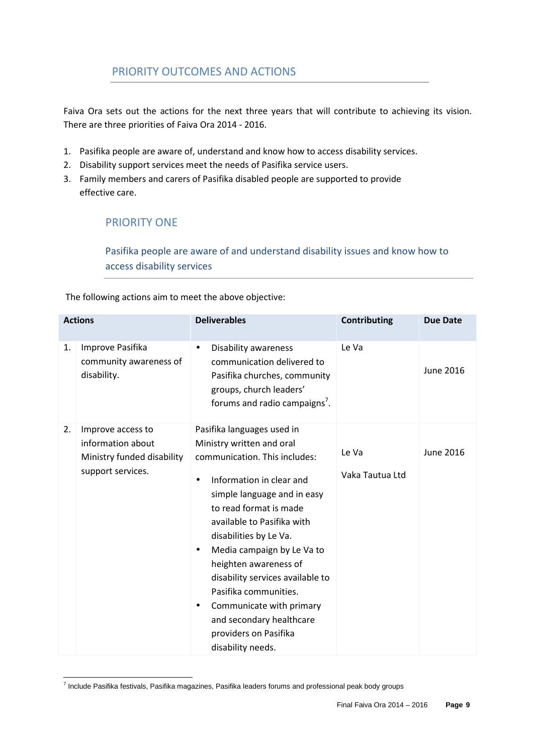## PRIORITY OUTCOMES AND ACTIONS

Faiva Ora sets out the actions for the next three years that will contribute to achieving its vision. There are three priorities of Faiva Ora 2014 - 2016.

1. Pasifika people are aware of, understand and know how to access disability services.
2. Disability support services meet the needs of Pasifika service users.
3. Family members and carers of Pasifika disabled people are supported to provide effective care.

### PRIORITY ONE

#### Pasifika people are aware of and understand disability issues and know how to access disability services

The following actions aim to meet the above objective:

| Actions | Deliverables | Contributing | Due Date |
|---|---|---|---|
| 1. Improve Pasifika community awareness of disability. | • Disability awareness communication delivered to Pasifika churches, community groups, church leaders' forums and radio campaigns[7]. | Le Va | June 2016 |
| 2. Improve access to information about Ministry funded disability support services. | Pasifika languages used in Ministry written and oral communication. This includes:<br>• Information in clear and simple language and in easy to read format is made available to Pasifika with disabilities by Le Va.<br>• Media campaign by Le Va to heighten awareness of disability services available to Pasifika communities.<br>• Communicate with primary and secondary healthcare providers on Pasifika disability needs. | Le Va<br><br>Vaka Tautua Ltd | June 2016 |

[7] Include Pasifika festivals, Pasifika magazines, Pasifika leaders forums and professional peak body groups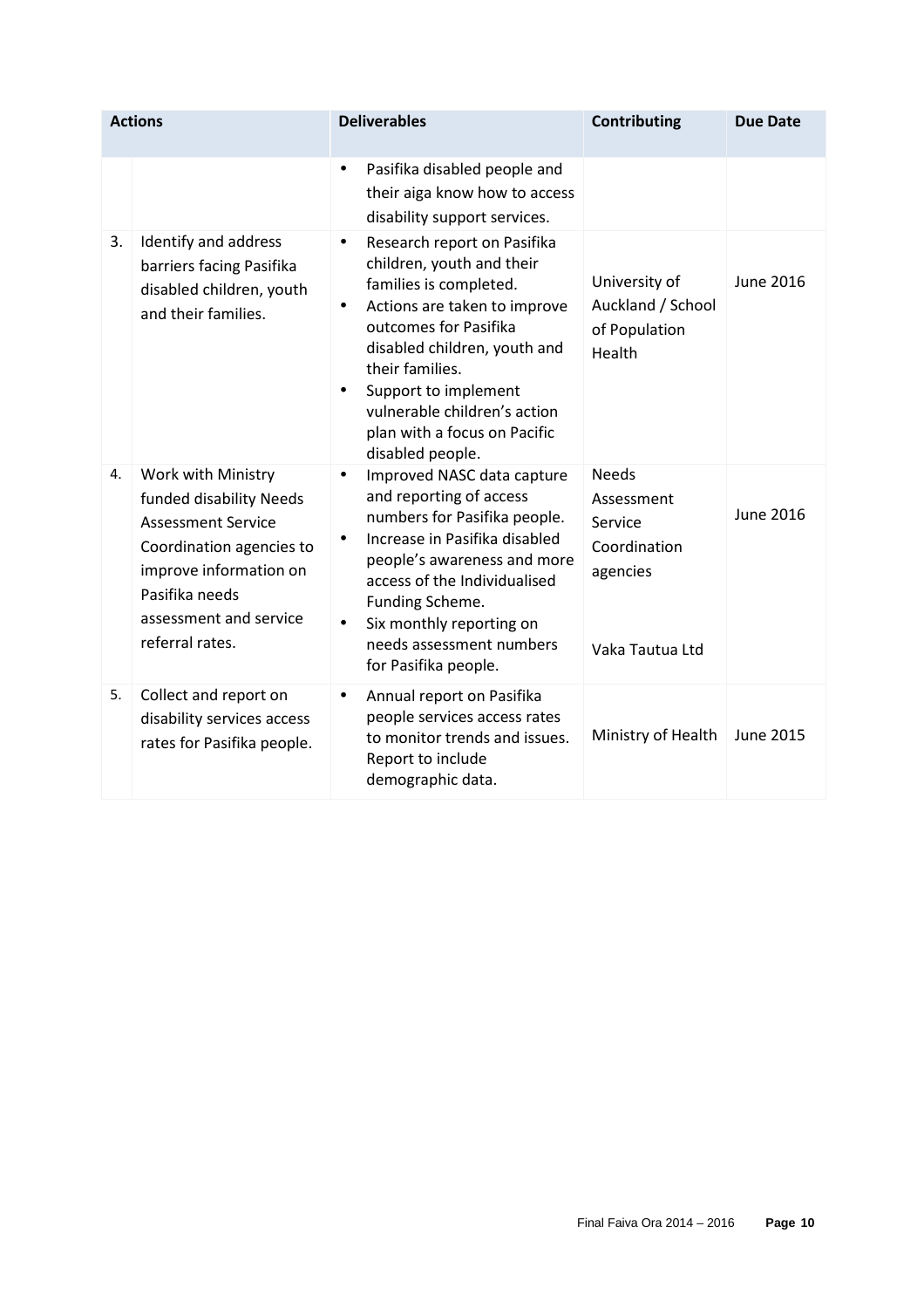| Actions | | Deliverables | Contributing | Due Date |
|---|---|---|---|---|
| | | • Pasifika disabled people and their aiga know how to access disability support services. | | |
| 3. | Identify and address barriers facing Pasifika disabled children, youth and their families. | • Research report on Pasifika children, youth and their families is completed.<br>• Actions are taken to improve outcomes for Pasifika disabled children, youth and their families.<br>• Support to implement vulnerable children's action plan with a focus on Pacific disabled people. | University of Auckland / School of Population Health | June 2016 |
| 4. | Work with Ministry funded disability Needs Assessment Service Coordination agencies to improve information on Pasifika needs assessment and service referral rates. | • Improved NASC data capture and reporting of access numbers for Pasifika people.<br>• Increase in Pasifika disabled people's awareness and more access of the Individualised Funding Scheme.<br>• Six monthly reporting on needs assessment numbers for Pasifika people. | Needs Assessment Service Coordination agencies<br><br>Vaka Tautua Ltd | June 2016 |
| 5. | Collect and report on disability services access rates for Pasifika people. | • Annual report on Pasifika people services access rates to monitor trends and issues. Report to include demographic data. | Ministry of Health | June 2015 |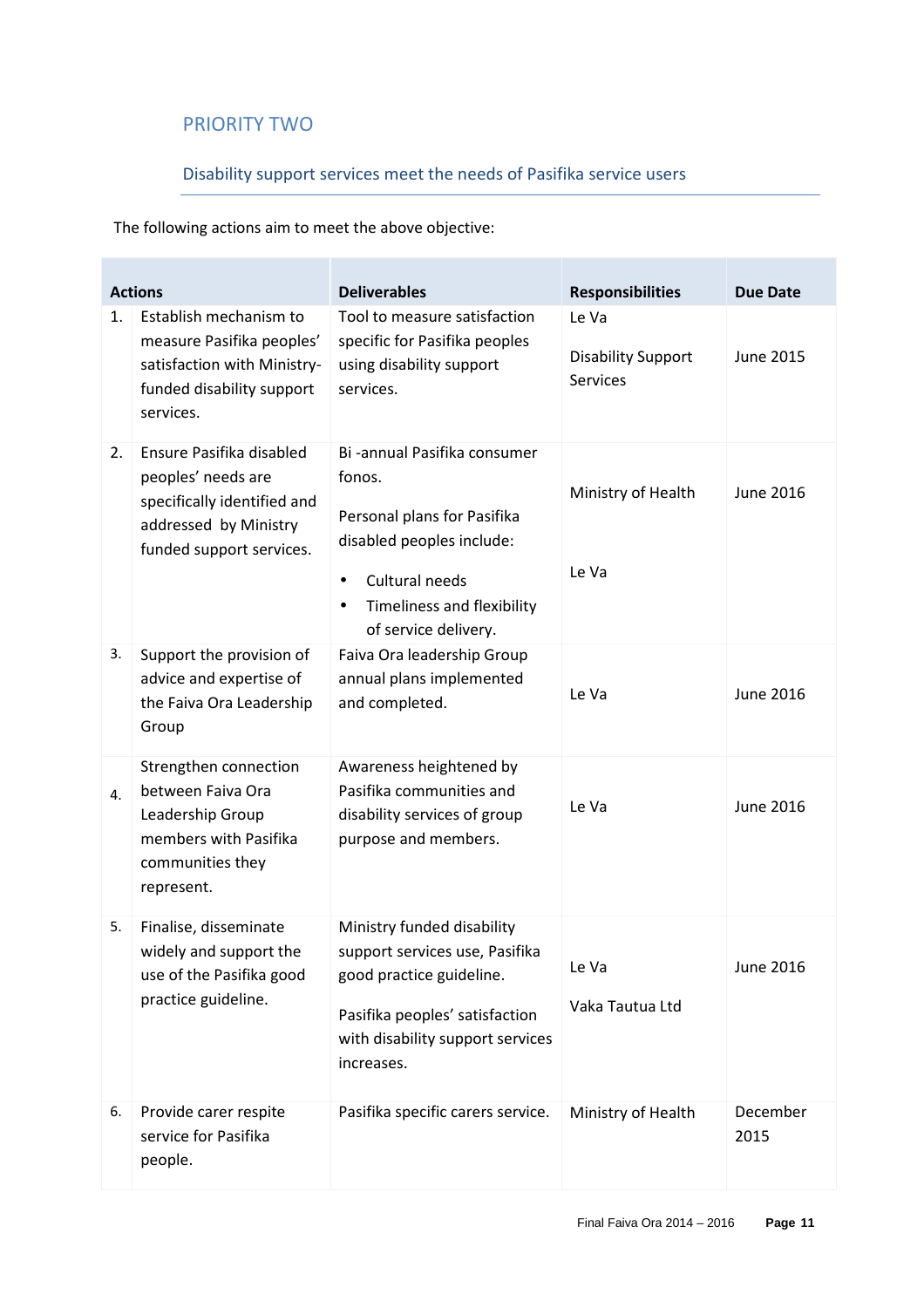## PRIORITY TWO

### Disability support services meet the needs of Pasifika service users

The following actions aim to meet the above objective:

| | Actions | Deliverables | Responsibilities | Due Date |
|---|---|---|---|---|
| 1. | Establish mechanism to measure Pasifika peoples' satisfaction with Ministry-funded disability support services. | Tool to measure satisfaction specific for Pasifika peoples using disability support services. | Le Va<br><br>Disability Support Services | June 2015 |
| 2. | Ensure Pasifika disabled peoples' needs are specifically identified and addressed by Ministry funded support services. | Bi -annual Pasifika consumer fonos.<br><br>Personal plans for Pasifika disabled peoples include:<br>• Cultural needs<br>• Timeliness and flexibility of service delivery. | Ministry of Health<br><br>Le Va | June 2016 |
| 3. | Support the provision of advice and expertise of the Faiva Ora Leadership Group | Faiva Ora leadership Group annual plans implemented and completed. | Le Va | June 2016 |
| 4. | Strengthen connection between Faiva Ora Leadership Group members with Pasifika communities they represent. | Awareness heightened by Pasifika communities and disability services of group purpose and members. | Le Va | June 2016 |
| 5. | Finalise, disseminate widely and support the use of the Pasifika good practice guideline. | Ministry funded disability support services use, Pasifika good practice guideline.<br><br>Pasifika peoples' satisfaction with disability support services increases. | Le Va<br><br>Vaka Tautua Ltd | June 2016 |
| 6. | Provide carer respite service for Pasifika people. | Pasifika specific carers service. | Ministry of Health | December 2015 |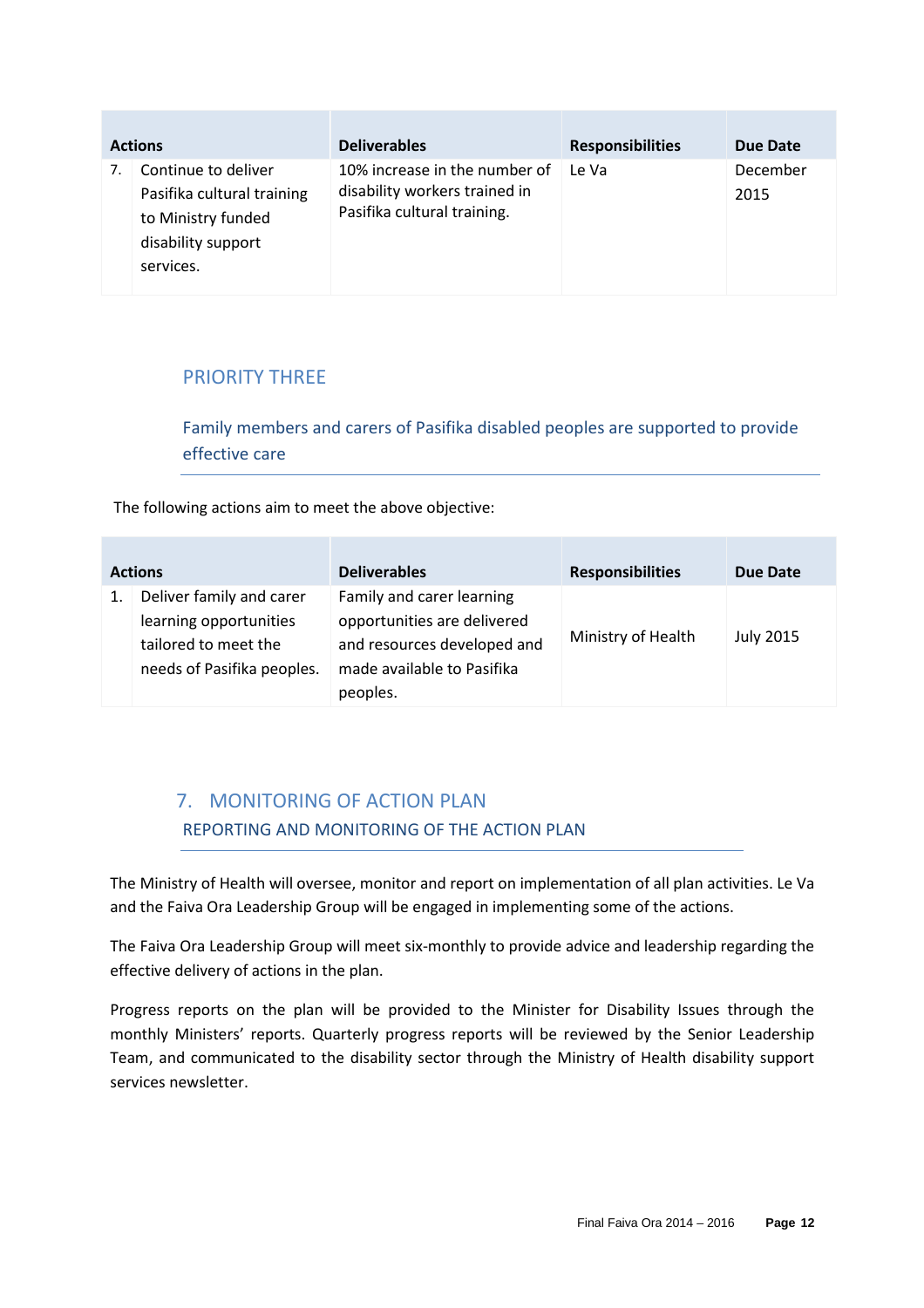| Actions | Deliverables | Responsibilities | Due Date |
|---|---|---|---|
| 7. Continue to deliver Pasifika cultural training to Ministry funded disability support services. | 10% increase in the number of disability workers trained in Pasifika cultural training. | Le Va | December 2015 |

## PRIORITY THREE

### Family members and carers of Pasifika disabled peoples are supported to provide effective care

The following actions aim to meet the above objective:

| Actions | Deliverables | Responsibilities | Due Date |
|---|---|---|---|
| 1. Deliver family and carer learning opportunities tailored to meet the needs of Pasifika peoples. | Family and carer learning opportunities are delivered and resources developed and made available to Pasifika peoples. | Ministry of Health | July 2015 |

## 7. MONITORING OF ACTION PLAN

### REPORTING AND MONITORING OF THE ACTION PLAN

The Ministry of Health will oversee, monitor and report on implementation of all plan activities. Le Va and the Faiva Ora Leadership Group will be engaged in implementing some of the actions.

The Faiva Ora Leadership Group will meet six-monthly to provide advice and leadership regarding the effective delivery of actions in the plan.

Progress reports on the plan will be provided to the Minister for Disability Issues through the monthly Ministers' reports. Quarterly progress reports will be reviewed by the Senior Leadership Team, and communicated to the disability sector through the Ministry of Health disability support services newsletter.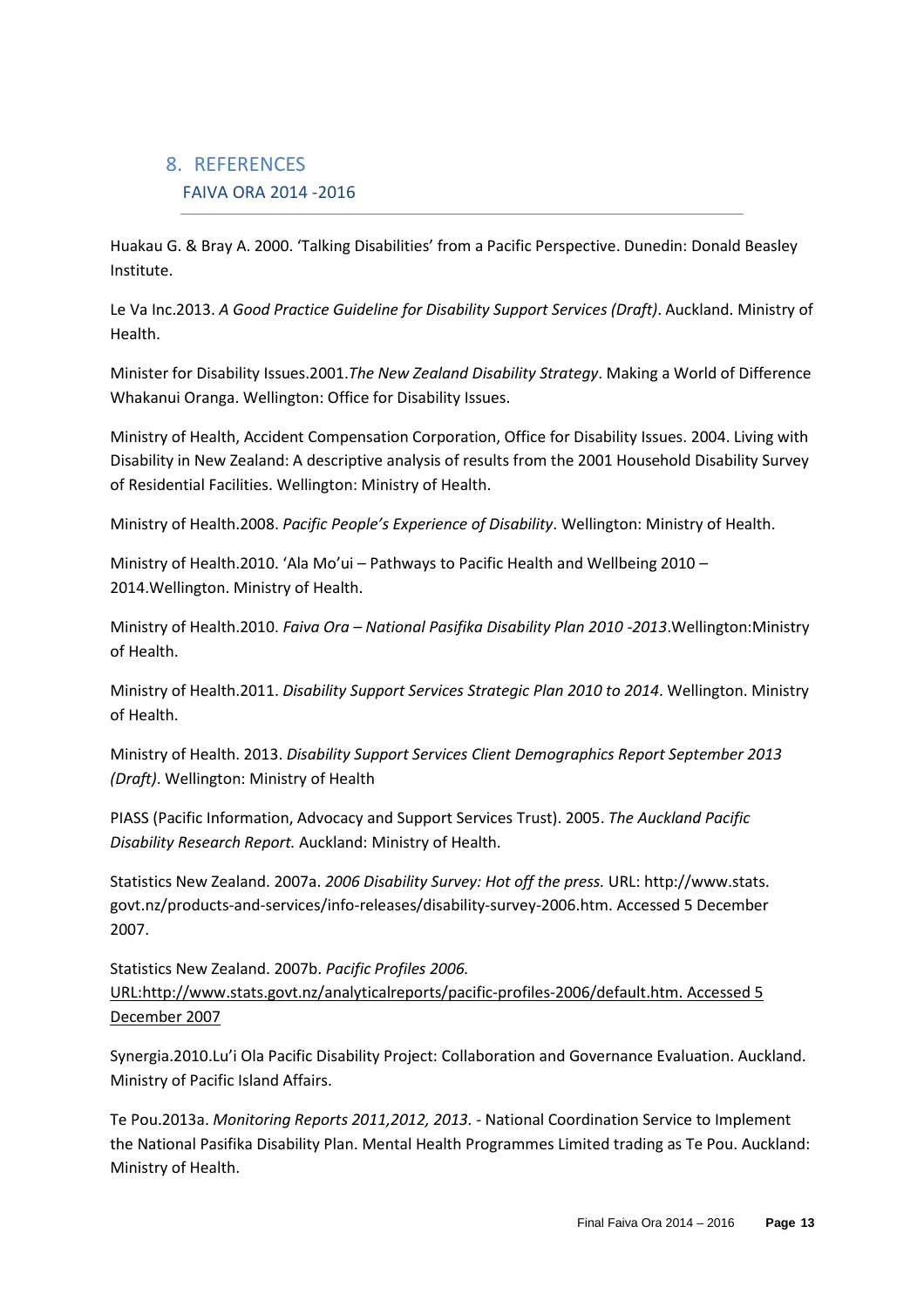## 8. REFERENCES

### FAIVA ORA 2014 -2016

Huakau G. & Bray A. 2000. 'Talking Disabilities' from a Pacific Perspective. Dunedin: Donald Beasley Institute.

Le Va Inc.2013. *A Good Practice Guideline for Disability Support Services (Draft)*. Auckland. Ministry of Health.

Minister for Disability Issues.2001.*The New Zealand Disability Strategy*. Making a World of Difference Whakanui Oranga. Wellington: Office for Disability Issues.

Ministry of Health, Accident Compensation Corporation, Office for Disability Issues. 2004. Living with Disability in New Zealand: A descriptive analysis of results from the 2001 Household Disability Survey of Residential Facilities. Wellington: Ministry of Health.

Ministry of Health.2008. *Pacific People's Experience of Disability*. Wellington: Ministry of Health.

Ministry of Health.2010. 'Ala Mo'ui – Pathways to Pacific Health and Wellbeing 2010 – 2014.Wellington. Ministry of Health.

Ministry of Health.2010. *Faiva Ora – National Pasifika Disability Plan 2010 -2013*.Wellington:Ministry of Health.

Ministry of Health.2011. *Disability Support Services Strategic Plan 2010 to 2014*. Wellington. Ministry of Health.

Ministry of Health. 2013. *Disability Support Services Client Demographics Report September 2013 (Draft)*. Wellington: Ministry of Health

PIASS (Pacific Information, Advocacy and Support Services Trust). 2005. *The Auckland Pacific Disability Research Report.* Auckland: Ministry of Health.

Statistics New Zealand. 2007a. *2006 Disability Survey: Hot off the press.* URL: http://www.stats.govt.nz/products-and-services/info-releases/disability-survey-2006.htm. Accessed 5 December 2007.

Statistics New Zealand. 2007b. *Pacific Profiles 2006.* URL:http://www.stats.govt.nz/analyticalreports/pacific-profiles-2006/default.htm. Accessed 5 December 2007

Synergia.2010.Lu'i Ola Pacific Disability Project: Collaboration and Governance Evaluation. Auckland. Ministry of Pacific Island Affairs.

Te Pou.2013a. *Monitoring Reports 2011,2012, 2013.* - National Coordination Service to Implement the National Pasifika Disability Plan. Mental Health Programmes Limited trading as Te Pou. Auckland: Ministry of Health.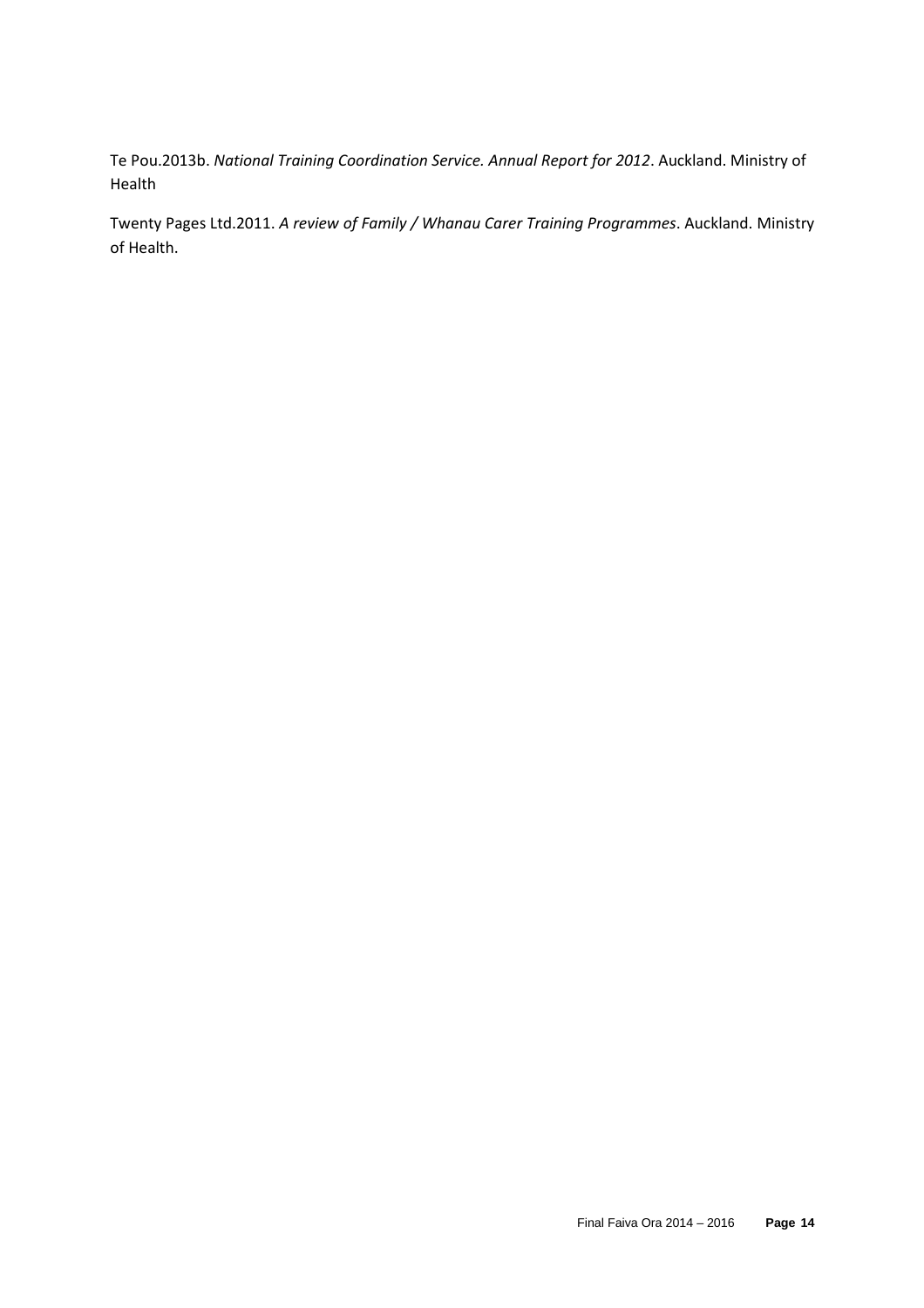Te Pou.2013b. *National Training Coordination Service. Annual Report for 2012*. Auckland. Ministry of Health

Twenty Pages Ltd.2011. *A review of Family / Whanau Carer Training Programmes*. Auckland. Ministry of Health.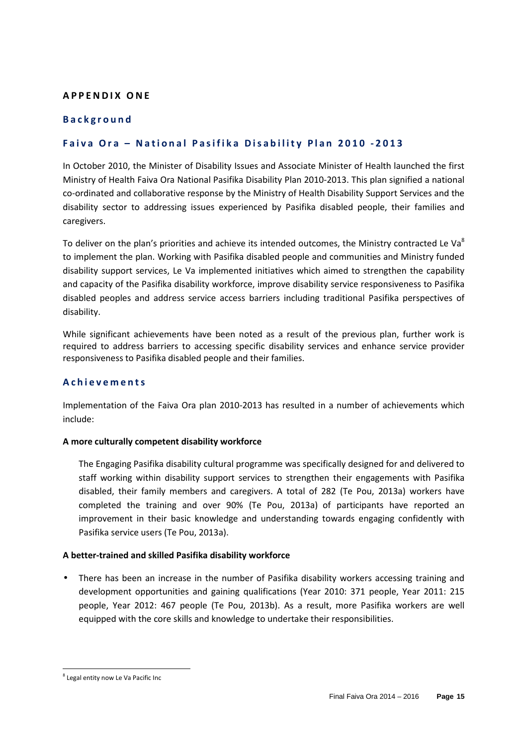# APPENDIX ONE

## Background

## Faiva Ora – National Pasifika Disability Plan 2010 -2013

In October 2010, the Minister of Disability Issues and Associate Minister of Health launched the first Ministry of Health Faiva Ora National Pasifika Disability Plan 2010-2013. This plan signified a national co-ordinated and collaborative response by the Ministry of Health Disability Support Services and the disability sector to addressing issues experienced by Pasifika disabled people, their families and caregivers.

To deliver on the plan's priorities and achieve its intended outcomes, the Ministry contracted Le Va[8] to implement the plan. Working with Pasifika disabled people and communities and Ministry funded disability support services, Le Va implemented initiatives which aimed to strengthen the capability and capacity of the Pasifika disability workforce, improve disability service responsiveness to Pasifika disabled peoples and address service access barriers including traditional Pasifika perspectives of disability.

While significant achievements have been noted as a result of the previous plan, further work is required to address barriers to accessing specific disability services and enhance service provider responsiveness to Pasifika disabled people and their families.

## Achievements

Implementation of the Faiva Ora plan 2010-2013 has resulted in a number of achievements which include:

**A more culturally competent disability workforce**

The Engaging Pasifika disability cultural programme was specifically designed for and delivered to staff working within disability support services to strengthen their engagements with Pasifika disabled, their family members and caregivers. A total of 282 (Te Pou, 2013a) workers have completed the training and over 90% (Te Pou, 2013a) of participants have reported an improvement in their basic knowledge and understanding towards engaging confidently with Pasifika service users (Te Pou, 2013a).

**A better-trained and skilled Pasifika disability workforce**

- There has been an increase in the number of Pasifika disability workers accessing training and development opportunities and gaining qualifications (Year 2010: 371 people, Year 2011: 215 people, Year 2012: 467 people (Te Pou, 2013b). As a result, more Pasifika workers are well equipped with the core skills and knowledge to undertake their responsibilities.

---

[8] Legal entity now Le Va Pacific Inc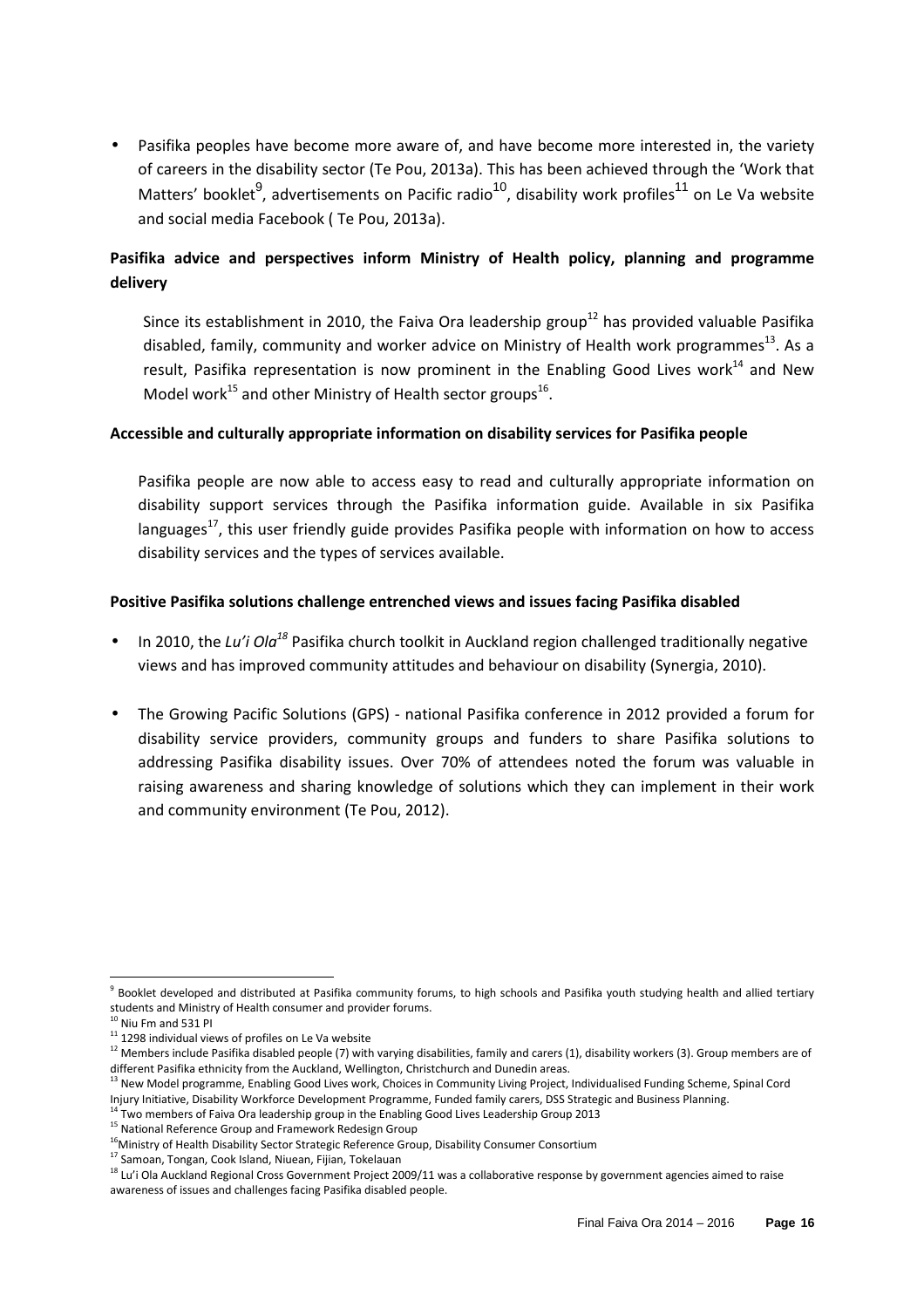- Pasifika peoples have become more aware of, and have become more interested in, the variety of careers in the disability sector (Te Pou, 2013a). This has been achieved through the 'Work that Matters' booklet[9], advertisements on Pacific radio[10], disability work profiles[11] on Le Va website and social media Facebook ( Te Pou, 2013a).

**Pasifika advice and perspectives inform Ministry of Health policy, planning and programme delivery**

Since its establishment in 2010, the Faiva Ora leadership group[12] has provided valuable Pasifika disabled, family, community and worker advice on Ministry of Health work programmes[13]. As a result, Pasifika representation is now prominent in the Enabling Good Lives work[14] and New Model work[15] and other Ministry of Health sector groups[16].

**Accessible and culturally appropriate information on disability services for Pasifika people**

Pasifika people are now able to access easy to read and culturally appropriate information on disability support services through the Pasifika information guide. Available in six Pasifika languages[17], this user friendly guide provides Pasifika people with information on how to access disability services and the types of services available.

**Positive Pasifika solutions challenge entrenched views and issues facing Pasifika disabled**

- In 2010, the *Lu'i Ola*[18] Pasifika church toolkit in Auckland region challenged traditionally negative views and has improved community attitudes and behaviour on disability (Synergia, 2010).
- The Growing Pacific Solutions (GPS) - national Pasifika conference in 2012 provided a forum for disability service providers, community groups and funders to share Pasifika solutions to addressing Pasifika disability issues. Over 70% of attendees noted the forum was valuable in raising awareness and sharing knowledge of solutions which they can implement in their work and community environment (Te Pou, 2012).

---

[9] Booklet developed and distributed at Pasifika community forums, to high schools and Pasifika youth studying health and allied tertiary students and Ministry of Health consumer and provider forums.

[10] Niu Fm and 531 PI

[11] 1298 individual views of profiles on Le Va website

[12] Members include Pasifika disabled people (7) with varying disabilities, family and carers (1), disability workers (3). Group members are of different Pasifika ethnicity from the Auckland, Wellington, Christchurch and Dunedin areas.

[13] New Model programme, Enabling Good Lives work, Choices in Community Living Project, Individualised Funding Scheme, Spinal Cord Injury Initiative, Disability Workforce Development Programme, Funded family carers, DSS Strategic and Business Planning.

[14] Two members of Faiva Ora leadership group in the Enabling Good Lives Leadership Group 2013

[15] National Reference Group and Framework Redesign Group

[16] Ministry of Health Disability Sector Strategic Reference Group, Disability Consumer Consortium

[17] Samoan, Tongan, Cook Island, Niuean, Fijian, Tokelauan

[18] Lu'i Ola Auckland Regional Cross Government Project 2009/11 was a collaborative response by government agencies aimed to raise awareness of issues and challenges facing Pasifika disabled people.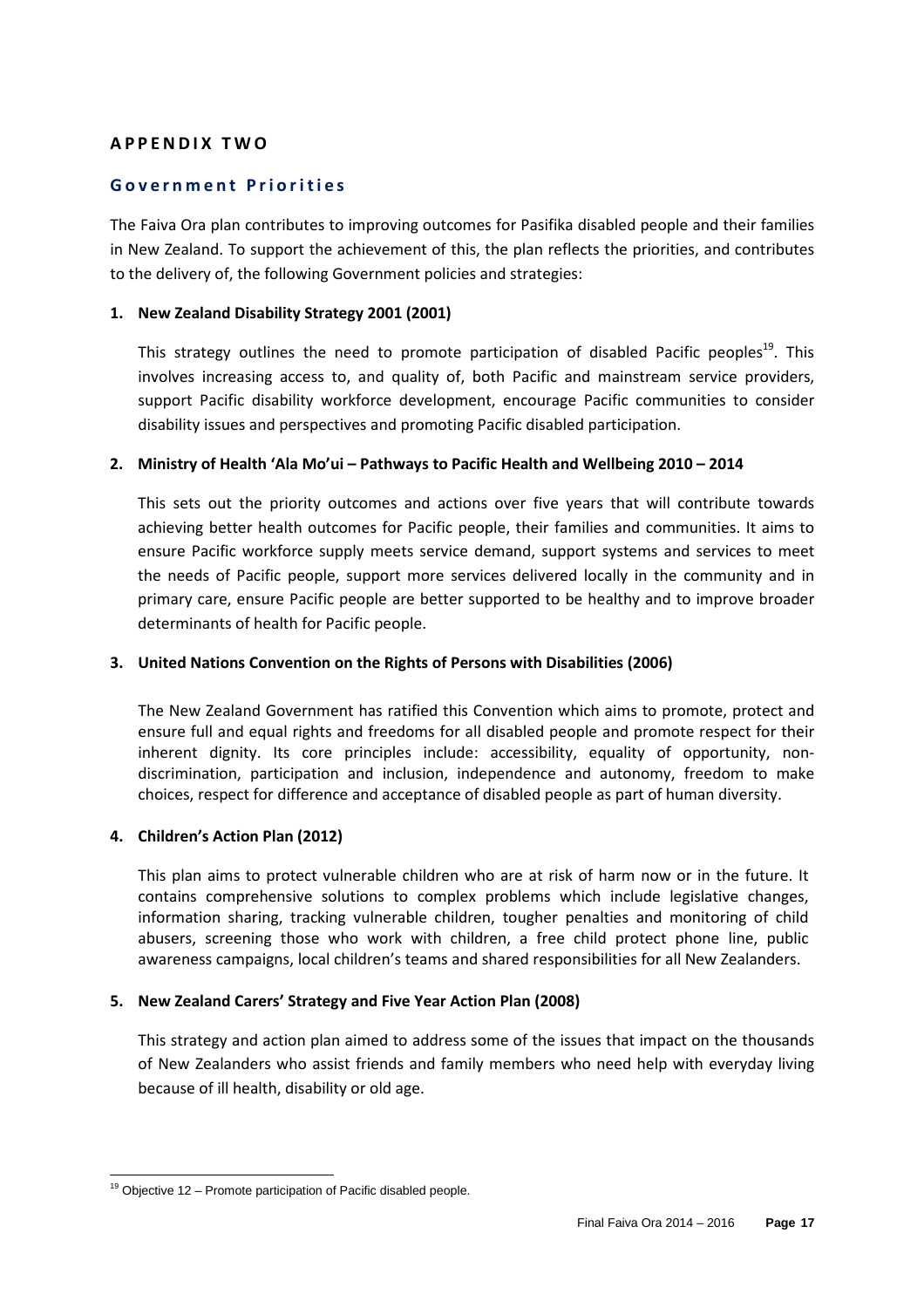## APPENDIX TWO

### Government Priorities

The Faiva Ora plan contributes to improving outcomes for Pasifika disabled people and their families in New Zealand. To support the achievement of this, the plan reflects the priorities, and contributes to the delivery of, the following Government policies and strategies:

**1. New Zealand Disability Strategy 2001 (2001)**

This strategy outlines the need to promote participation of disabled Pacific peoples[19]. This involves increasing access to, and quality of, both Pacific and mainstream service providers, support Pacific disability workforce development, encourage Pacific communities to consider disability issues and perspectives and promoting Pacific disabled participation.

**2. Ministry of Health 'Ala Mo'ui – Pathways to Pacific Health and Wellbeing 2010 – 2014**

This sets out the priority outcomes and actions over five years that will contribute towards achieving better health outcomes for Pacific people, their families and communities. It aims to ensure Pacific workforce supply meets service demand, support systems and services to meet the needs of Pacific people, support more services delivered locally in the community and in primary care, ensure Pacific people are better supported to be healthy and to improve broader determinants of health for Pacific people.

**3. United Nations Convention on the Rights of Persons with Disabilities (2006)**

The New Zealand Government has ratified this Convention which aims to promote, protect and ensure full and equal rights and freedoms for all disabled people and promote respect for their inherent dignity. Its core principles include: accessibility, equality of opportunity, non-discrimination, participation and inclusion, independence and autonomy, freedom to make choices, respect for difference and acceptance of disabled people as part of human diversity.

**4. Children's Action Plan (2012)**

This plan aims to protect vulnerable children who are at risk of harm now or in the future. It contains comprehensive solutions to complex problems which include legislative changes, information sharing, tracking vulnerable children, tougher penalties and monitoring of child abusers, screening those who work with children, a free child protect phone line, public awareness campaigns, local children's teams and shared responsibilities for all New Zealanders.

**5. New Zealand Carers' Strategy and Five Year Action Plan (2008)**

This strategy and action plan aimed to address some of the issues that impact on the thousands of New Zealanders who assist friends and family members who need help with everyday living because of ill health, disability or old age.

---

[19] Objective 12 – Promote participation of Pacific disabled people.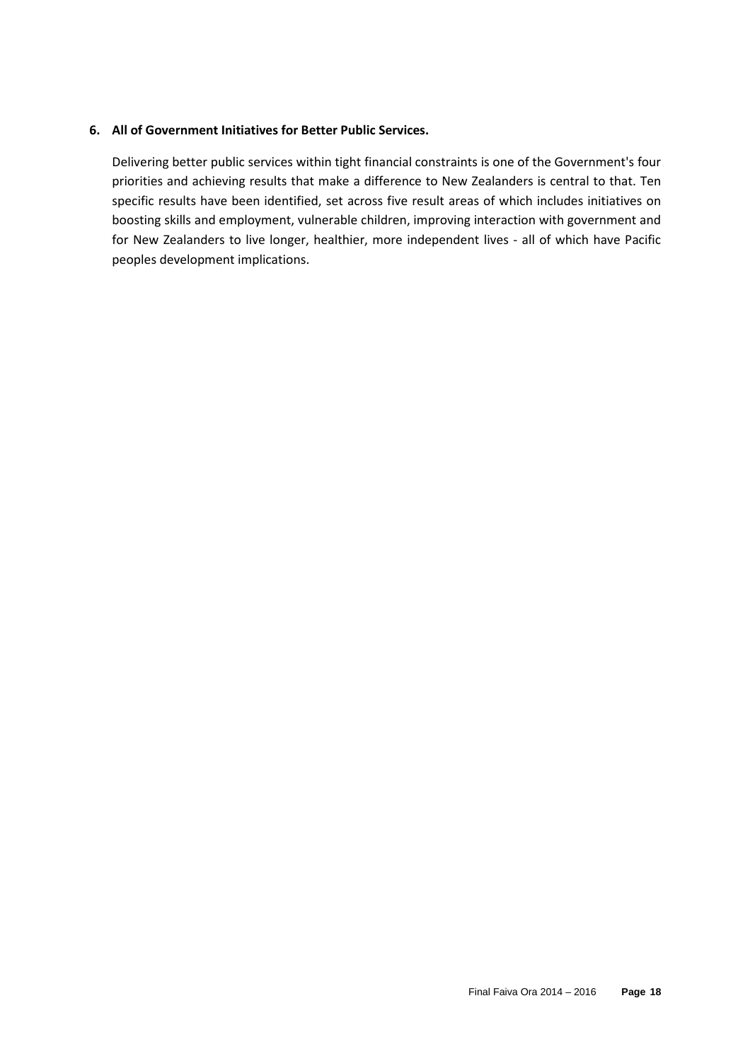**6. All of Government Initiatives for Better Public Services.**

Delivering better public services within tight financial constraints is one of the Government's four priorities and achieving results that make a difference to New Zealanders is central to that. Ten specific results have been identified, set across five result areas of which includes initiatives on boosting skills and employment, vulnerable children, improving interaction with government and for New Zealanders to live longer, healthier, more independent lives - all of which have Pacific peoples development implications.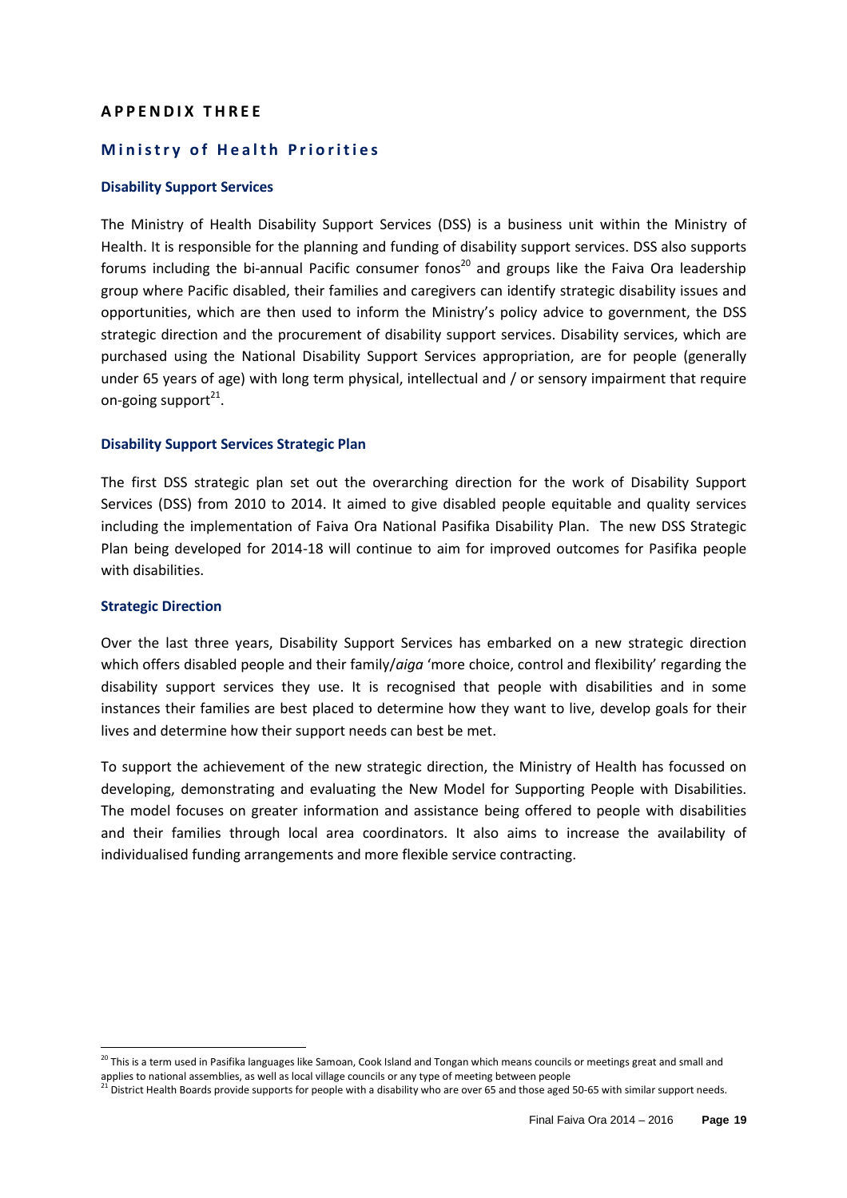## APPENDIX THREE

### Ministry of Health Priorities

#### Disability Support Services

The Ministry of Health Disability Support Services (DSS) is a business unit within the Ministry of Health. It is responsible for the planning and funding of disability support services. DSS also supports forums including the bi-annual Pacific consumer fonos[20] and groups like the Faiva Ora leadership group where Pacific disabled, their families and caregivers can identify strategic disability issues and opportunities, which are then used to inform the Ministry's policy advice to government, the DSS strategic direction and the procurement of disability support services. Disability services, which are purchased using the National Disability Support Services appropriation, are for people (generally under 65 years of age) with long term physical, intellectual and / or sensory impairment that require on-going support[21].

#### Disability Support Services Strategic Plan

The first DSS strategic plan set out the overarching direction for the work of Disability Support Services (DSS) from 2010 to 2014. It aimed to give disabled people equitable and quality services including the implementation of Faiva Ora National Pasifika Disability Plan. The new DSS Strategic Plan being developed for 2014-18 will continue to aim for improved outcomes for Pasifika people with disabilities.

#### Strategic Direction

Over the last three years, Disability Support Services has embarked on a new strategic direction which offers disabled people and their family/*aiga* 'more choice, control and flexibility' regarding the disability support services they use. It is recognised that people with disabilities and in some instances their families are best placed to determine how they want to live, develop goals for their lives and determine how their support needs can best be met.

To support the achievement of the new strategic direction, the Ministry of Health has focussed on developing, demonstrating and evaluating the New Model for Supporting People with Disabilities. The model focuses on greater information and assistance being offered to people with disabilities and their families through local area coordinators. It also aims to increase the availability of individualised funding arrangements and more flexible service contracting.

---

[20] This is a term used in Pasifika languages like Samoan, Cook Island and Tongan which means councils or meetings great and small and applies to national assemblies, as well as local village councils or any type of meeting between people

[21] District Health Boards provide supports for people with a disability who are over 65 and those aged 50-65 with similar support needs.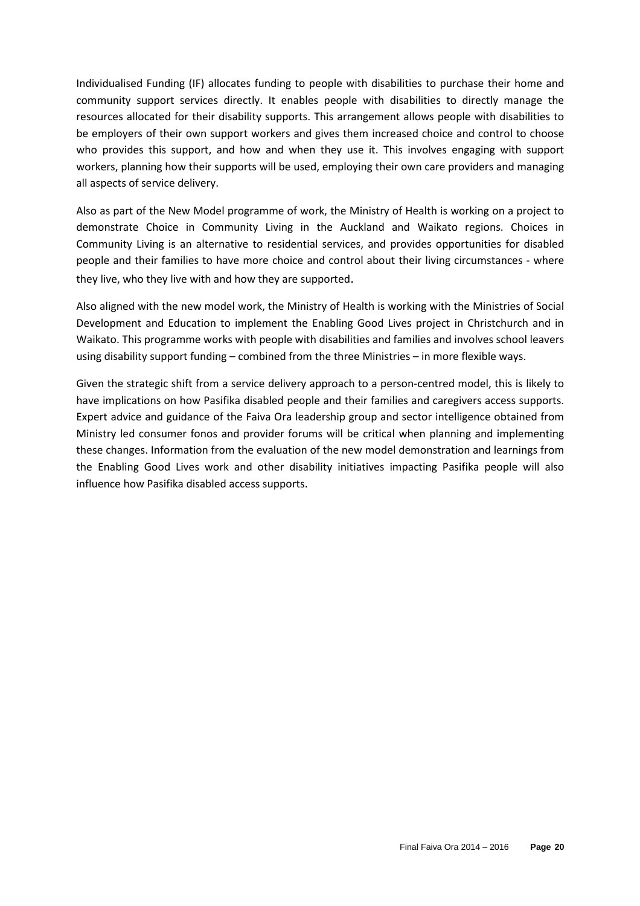Individualised Funding (IF) allocates funding to people with disabilities to purchase their home and community support services directly. It enables people with disabilities to directly manage the resources allocated for their disability supports. This arrangement allows people with disabilities to be employers of their own support workers and gives them increased choice and control to choose who provides this support, and how and when they use it. This involves engaging with support workers, planning how their supports will be used, employing their own care providers and managing all aspects of service delivery.

Also as part of the New Model programme of work, the Ministry of Health is working on a project to demonstrate Choice in Community Living in the Auckland and Waikato regions. Choices in Community Living is an alternative to residential services, and provides opportunities for disabled people and their families to have more choice and control about their living circumstances - where they live, who they live with and how they are supported.

Also aligned with the new model work, the Ministry of Health is working with the Ministries of Social Development and Education to implement the Enabling Good Lives project in Christchurch and in Waikato. This programme works with people with disabilities and families and involves school leavers using disability support funding – combined from the three Ministries – in more flexible ways.

Given the strategic shift from a service delivery approach to a person-centred model, this is likely to have implications on how Pasifika disabled people and their families and caregivers access supports. Expert advice and guidance of the Faiva Ora leadership group and sector intelligence obtained from Ministry led consumer fonos and provider forums will be critical when planning and implementing these changes. Information from the evaluation of the new model demonstration and learnings from the Enabling Good Lives work and other disability initiatives impacting Pasifika people will also influence how Pasifika disabled access supports.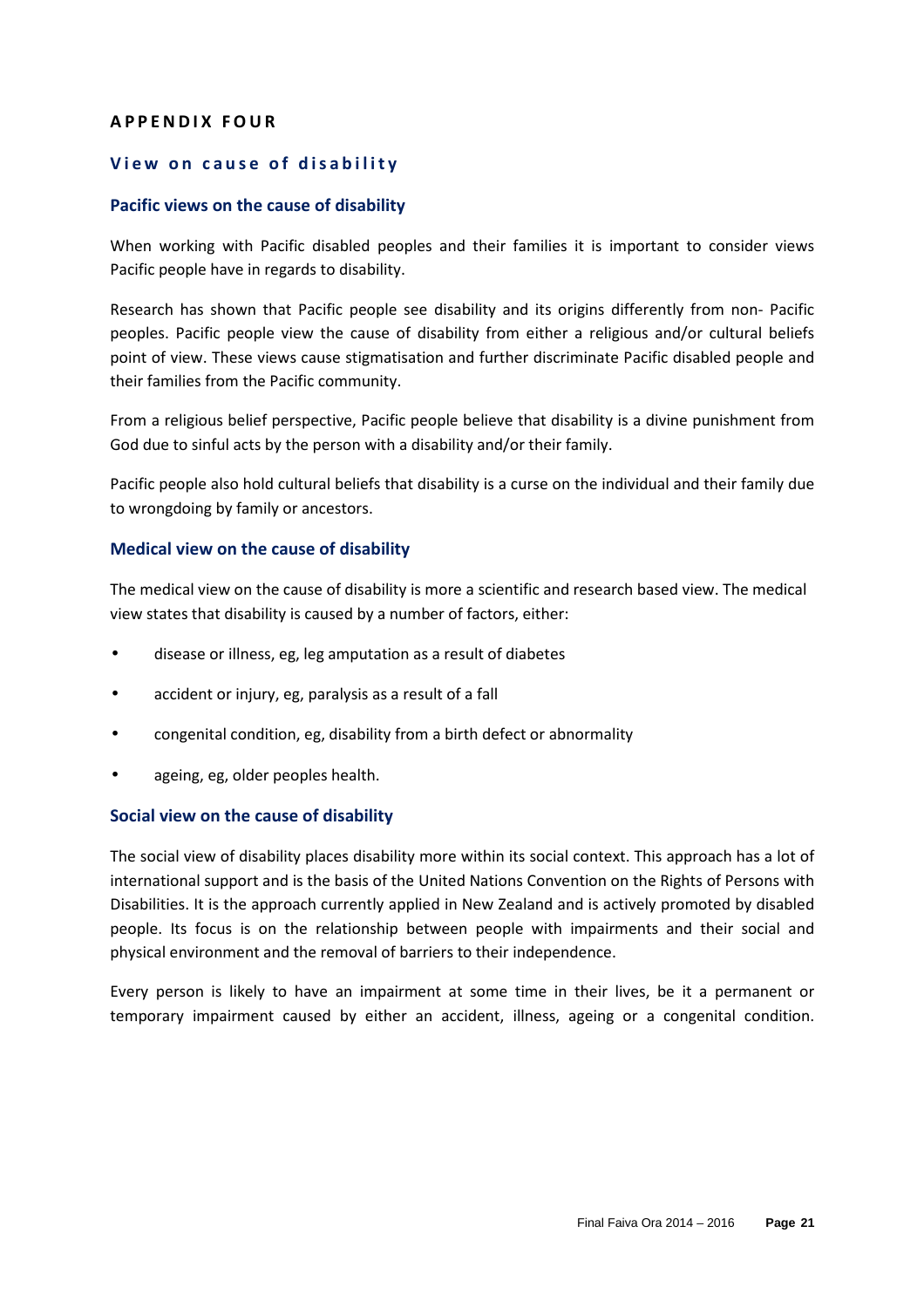# APPENDIX FOUR

## View on cause of disability

### Pacific views on the cause of disability

When working with Pacific disabled peoples and their families it is important to consider views Pacific people have in regards to disability.

Research has shown that Pacific people see disability and its origins differently from non- Pacific peoples. Pacific people view the cause of disability from either a religious and/or cultural beliefs point of view. These views cause stigmatisation and further discriminate Pacific disabled people and their families from the Pacific community.

From a religious belief perspective, Pacific people believe that disability is a divine punishment from God due to sinful acts by the person with a disability and/or their family.

Pacific people also hold cultural beliefs that disability is a curse on the individual and their family due to wrongdoing by family or ancestors.

### Medical view on the cause of disability

The medical view on the cause of disability is more a scientific and research based view. The medical view states that disability is caused by a number of factors, either:

- disease or illness, eg, leg amputation as a result of diabetes
- accident or injury, eg, paralysis as a result of a fall
- congenital condition, eg, disability from a birth defect or abnormality
- ageing, eg, older peoples health.

### Social view on the cause of disability

The social view of disability places disability more within its social context. This approach has a lot of international support and is the basis of the United Nations Convention on the Rights of Persons with Disabilities. It is the approach currently applied in New Zealand and is actively promoted by disabled people. Its focus is on the relationship between people with impairments and their social and physical environment and the removal of barriers to their independence.

Every person is likely to have an impairment at some time in their lives, be it a permanent or temporary impairment caused by either an accident, illness, ageing or a congenital condition.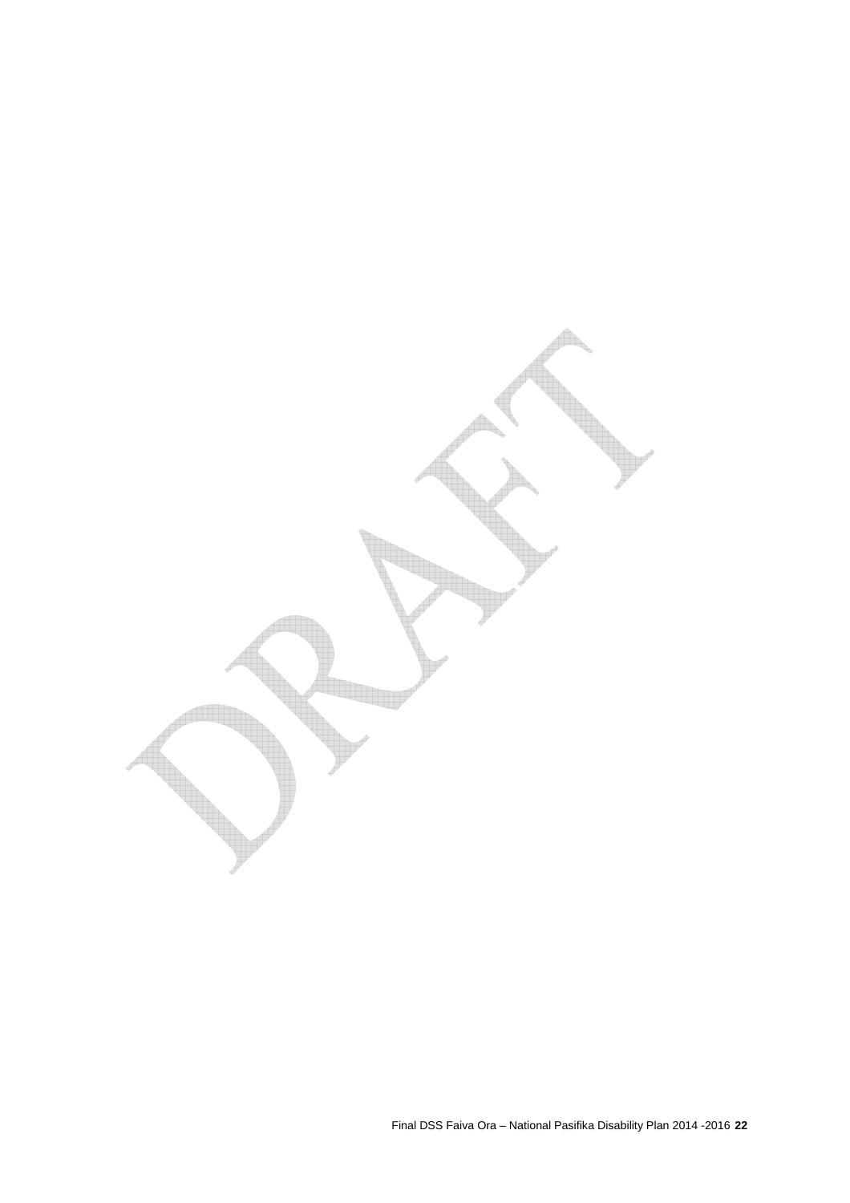DRAFT